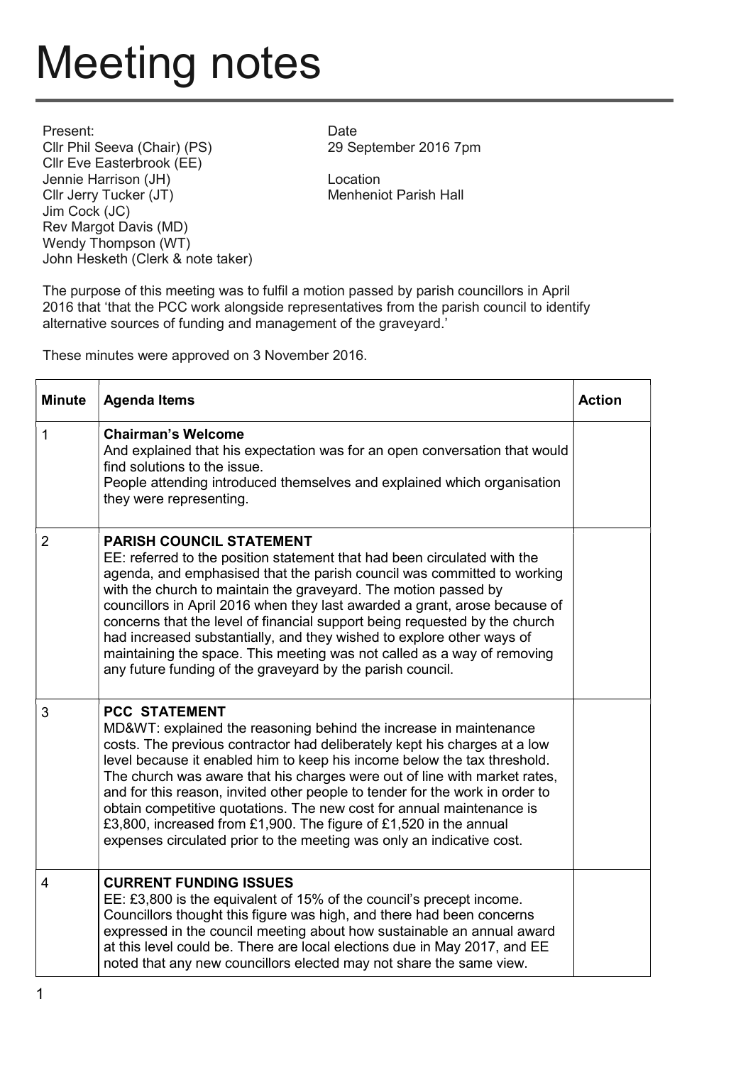# Meeting notes

Present:
Cllr Phil Seeva (Chair) (PS)
Cllr Eve Easterbrook (EE)
Jennie Harrison (JH)
Cllr Jerry Tucker (JT)
Jim Cock (JC)
Rev Margot Davis (MD)
Wendy Thompson (WT)
John Hesketh (Clerk & note taker)

Date
29 September 2016 7pm

Location
Menheniot Parish Hall

The purpose of this meeting was to fulfil a motion passed by parish councillors in April 2016 that 'that the PCC work alongside representatives from the parish council to identify alternative sources of funding and management of the graveyard.'

These minutes were approved on 3 November 2016.

| Minute | Agenda Items | Action |
|---|---|---|
| 1 | **Chairman's Welcome**<br>And explained that his expectation was for an open conversation that would find solutions to the issue.<br>People attending introduced themselves and explained which organisation they were representing. | |
| 2 | **PARISH COUNCIL STATEMENT**<br>EE: referred to the position statement that had been circulated with the agenda, and emphasised that the parish council was committed to working with the church to maintain the graveyard. The motion passed by councillors in April 2016 when they last awarded a grant, arose because of concerns that the level of financial support being requested by the church had increased substantially, and they wished to explore other ways of maintaining the space. This meeting was not called as a way of removing any future funding of the graveyard by the parish council. | |
| 3 | **PCC STATEMENT**<br>MD&WT: explained the reasoning behind the increase in maintenance costs. The previous contractor had deliberately kept his charges at a low level because it enabled him to keep his income below the tax threshold. The church was aware that his charges were out of line with market rates, and for this reason, invited other people to tender for the work in order to obtain competitive quotations. The new cost for annual maintenance is £3,800, increased from £1,900. The figure of £1,520 in the annual expenses circulated prior to the meeting was only an indicative cost. | |
| 4 | **CURRENT FUNDING ISSUES**<br>EE: £3,800 is the equivalent of 15% of the council's precept income. Councillors thought this figure was high, and there had been concerns expressed in the council meeting about how sustainable an annual award at this level could be. There are local elections due in May 2017, and EE noted that any new councillors elected may not share the same view. | |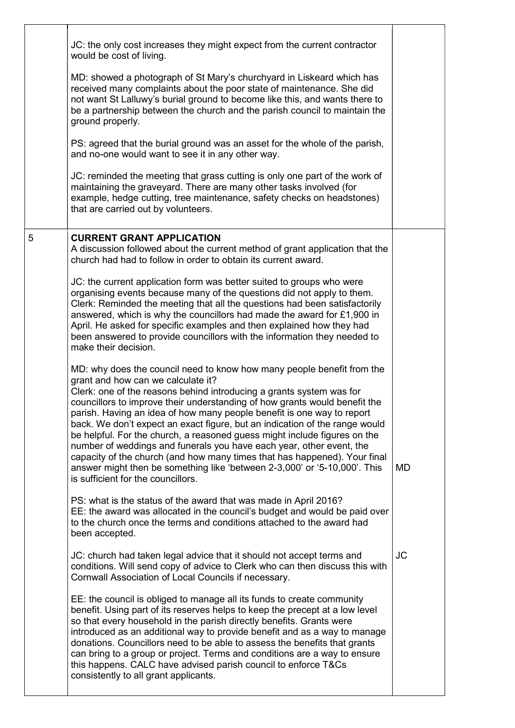| | | |
|---|---|---|
| | JC: the only cost increases they might expect from the current contractor would be cost of living.<br><br>MD: showed a photograph of St Mary's churchyard in Liskeard which has received many complaints about the poor state of maintenance. She did not want St Lalluwy's burial ground to become like this, and wants there to be a partnership between the church and the parish council to maintain the ground properly.<br><br>PS: agreed that the burial ground was an asset for the whole of the parish, and no-one would want to see it in any other way.<br><br>JC: reminded the meeting that grass cutting is only one part of the work of maintaining the graveyard. There are many other tasks involved (for example, hedge cutting, tree maintenance, safety checks on headstones) that are carried out by volunteers. | |
| 5 | **CURRENT GRANT APPLICATION**<br>A discussion followed about the current method of grant application that the church had had to follow in order to obtain its current award.<br><br>JC: the current application form was better suited to groups who were organising events because many of the questions did not apply to them.<br>Clerk: Reminded the meeting that all the questions had been satisfactorily answered, which is why the councillors had made the award for £1,900 in April. He asked for specific examples and then explained how they had been answered to provide councillors with the information they needed to make their decision.<br><br>MD: why does the council need to know how many people benefit from the grant and how can we calculate it?<br>Clerk: one of the reasons behind introducing a grants system was for councillors to improve their understanding of how grants would benefit the parish. Having an idea of how many people benefit is one way to report back. We don't expect an exact figure, but an indication of the range would be helpful. For the church, a reasoned guess might include figures on the number of weddings and funerals you have each year, other event, the capacity of the church (and how many times that has happened). Your final answer might then be something like 'between 2-3,000' or '5-10,000'. This is sufficient for the councillors. | MD |
| | PS: what is the status of the award that was made in April 2016?<br>EE: the award was allocated in the council's budget and would be paid over to the church once the terms and conditions attached to the award had been accepted. | |
| | JC: church had taken legal advice that it should not accept terms and conditions. Will send copy of advice to Clerk who can then discuss this with Cornwall Association of Local Councils if necessary. | JC |
| | EE: the council is obliged to manage all its funds to create community benefit. Using part of its reserves helps to keep the precept at a low level so that every household in the parish directly benefits. Grants were introduced as an additional way to provide benefit and as a way to manage donations. Councillors need to be able to assess the benefits that grants can bring to a group or project. Terms and conditions are a way to ensure this happens. CALC have advised parish council to enforce T&Cs consistently to all grant applicants. | |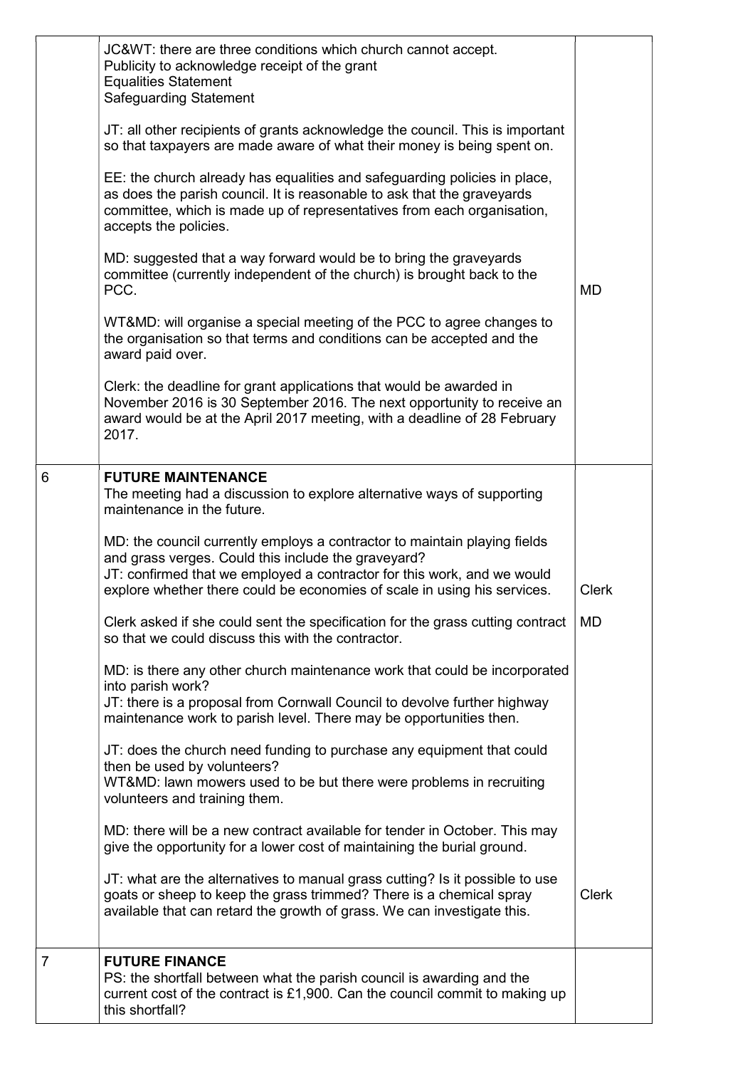| | | |
|---|---|---|
| | JC&WT: there are three conditions which church cannot accept.<br>Publicity to acknowledge receipt of the grant<br>Equalities Statement<br>Safeguarding Statement<br><br>JT: all other recipients of grants acknowledge the council. This is important so that taxpayers are made aware of what their money is being spent on.<br><br>EE: the church already has equalities and safeguarding policies in place, as does the parish council. It is reasonable to ask that the graveyards committee, which is made up of representatives from each organisation, accepts the policies.<br><br>MD: suggested that a way forward would be to bring the graveyards committee (currently independent of the church) is brought back to the PCC.<br><br>WT&MD: will organise a special meeting of the PCC to agree changes to the organisation so that terms and conditions can be accepted and the award paid over.<br><br>Clerk: the deadline for grant applications that would be awarded in November 2016 is 30 September 2016. The next opportunity to receive an award would be at the April 2017 meeting, with a deadline of 28 February 2017. | MD |
| 6 | **FUTURE MAINTENANCE**<br>The meeting had a discussion to explore alternative ways of supporting maintenance in the future.<br><br>MD: the council currently employs a contractor to maintain playing fields and grass verges. Could this include the graveyard?<br>JT: confirmed that we employed a contractor for this work, and we would explore whether there could be economies of scale in using his services.<br><br>Clerk asked if she could sent the specification for the grass cutting contract so that we could discuss this with the contractor.<br><br>MD: is there any other church maintenance work that could be incorporated into parish work?<br>JT: there is a proposal from Cornwall Council to devolve further highway maintenance work to parish level. There may be opportunities then.<br><br>JT: does the church need funding to purchase any equipment that could then be used by volunteers?<br>WT&MD: lawn mowers used to be but there were problems in recruiting volunteers and training them.<br><br>MD: there will be a new contract available for tender in October. This may give the opportunity for a lower cost of maintaining the burial ground.<br><br>JT: what are the alternatives to manual grass cutting? Is it possible to use goats or sheep to keep the grass trimmed? There is a chemical spray available that can retard the growth of grass. We can investigate this. | Clerk<br><br>MD<br><br><br><br><br><br><br><br><br><br><br><br><br><br>Clerk |
| 7 | **FUTURE FINANCE**<br>PS: the shortfall between what the parish council is awarding and the current cost of the contract is £1,900. Can the council commit to making up this shortfall? | |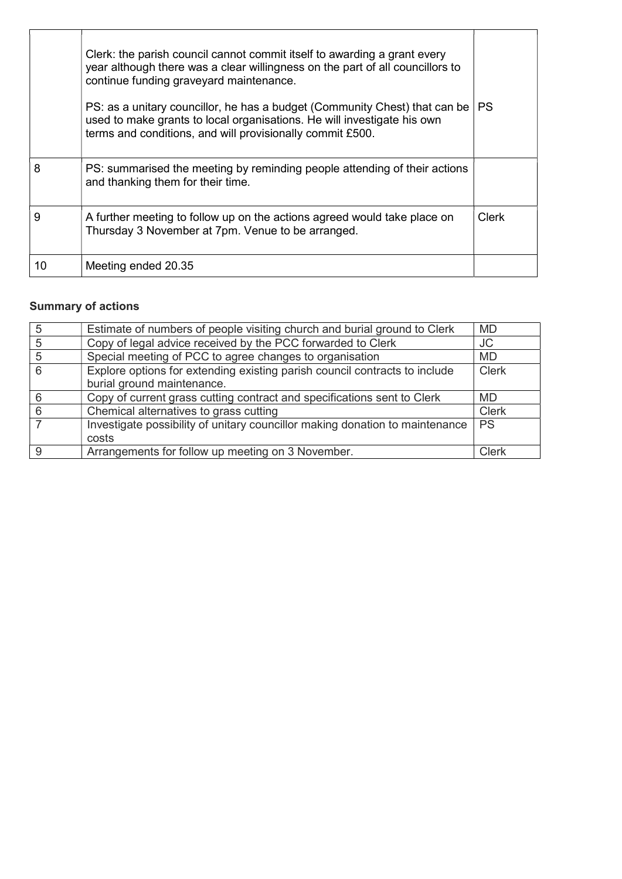| | | |
|---|---|---|
| | Clerk: the parish council cannot commit itself to awarding a grant every year although there was a clear willingness on the part of all councillors to continue funding graveyard maintenance.<br><br>PS: as a unitary councillor, he has a budget (Community Chest) that can be used to make grants to local organisations. He will investigate his own terms and conditions, and will provisionally commit £500. | PS |
| 8 | PS: summarised the meeting by reminding people attending of their actions and thanking them for their time. | |
| 9 | A further meeting to follow up on the actions agreed would take place on Thursday 3 November at 7pm. Venue to be arranged. | Clerk |
| 10 | Meeting ended 20.35 | |

**Summary of actions**

| | | |
|---|---|---|
| 5 | Estimate of numbers of people visiting church and burial ground to Clerk | MD |
| 5 | Copy of legal advice received by the PCC forwarded to Clerk | JC |
| 5 | Special meeting of PCC to agree changes to organisation | MD |
| 6 | Explore options for extending existing parish council contracts to include burial ground maintenance. | Clerk |
| 6 | Copy of current grass cutting contract and specifications sent to Clerk | MD |
| 6 | Chemical alternatives to grass cutting | Clerk |
| 7 | Investigate possibility of unitary councillor making donation to maintenance costs | PS |
| 9 | Arrangements for follow up meeting on 3 November. | Clerk |